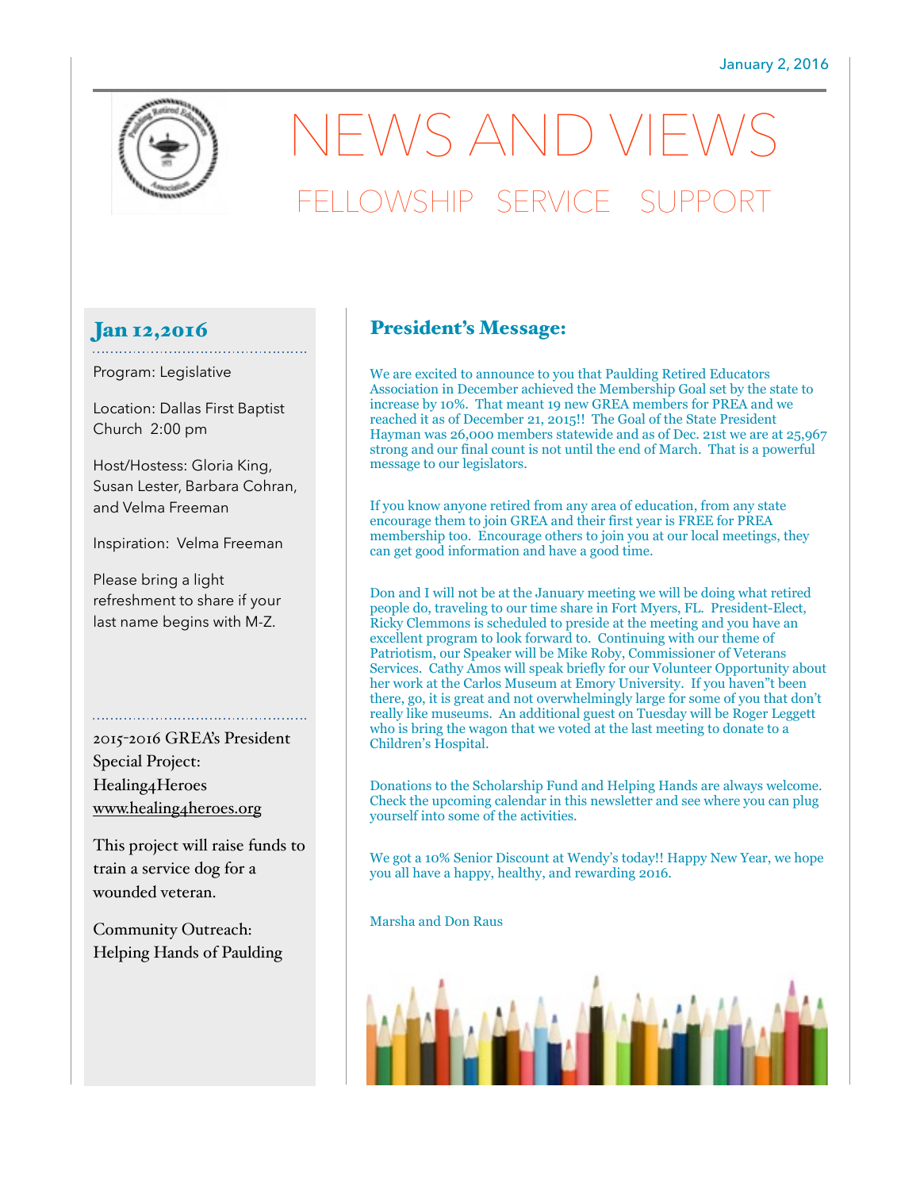January 2, 2016

# NEWS AND VIEWS

## FELLOWSHIP SERVICE SUPPORT

### Jan 12,2016

Program: Legislative

Location: Dallas First Baptist Church 2:00 pm

Host/Hostess: Gloria King, Susan Lester, Barbara Cohran, and Velma Freeman

Inspiration: Velma Freeman

Please bring a light refreshment to share if your last name begins with M-Z.

2015-2016 GREA's President Special Project: Healing4Heroes www.healing4heroes.org

This project will raise funds to train a service dog for a wounded veteran.

Community Outreach: Helping Hands of Paulding

### President's Message:

We are excited to announce to you that Paulding Retired Educators Association in December achieved the Membership Goal set by the state to increase by 10%. That meant 19 new GREA members for PREA and we reached it as of December 21, 2015!! The Goal of the State President Hayman was 26,000 members statewide and as of Dec. 21st we are at 25,967 strong and our final count is not until the end of March. That is a powerful message to our legislators.

If you know anyone retired from any area of education, from any state encourage them to join GREA and their first year is FREE for PREA membership too. Encourage others to join you at our local meetings, they can get good information and have a good time.

Don and I will not be at the January meeting we will be doing what retired people do, traveling to our time share in Fort Myers, FL. President-Elect, Ricky Clemmons is scheduled to preside at the meeting and you have an excellent program to look forward to. Continuing with our theme of Patriotism, our Speaker will be Mike Roby, Commissioner of Veterans Services. Cathy Amos will speak briefly for our Volunteer Opportunity about her work at the Carlos Museum at Emory University. If you haven"t been there, go, it is great and not overwhelmingly large for some of you that don't really like museums. An additional guest on Tuesday will be Roger Leggett who is bring the wagon that we voted at the last meeting to donate to a Children's Hospital.

Donations to the Scholarship Fund and Helping Hands are always welcome. Check the upcoming calendar in this newsletter and see where you can plug yourself into some of the activities.

We got a 10% Senior Discount at Wendy's today!! Happy New Year, we hope you all have a happy, healthy, and rewarding 2016.

Marsha and Don Raus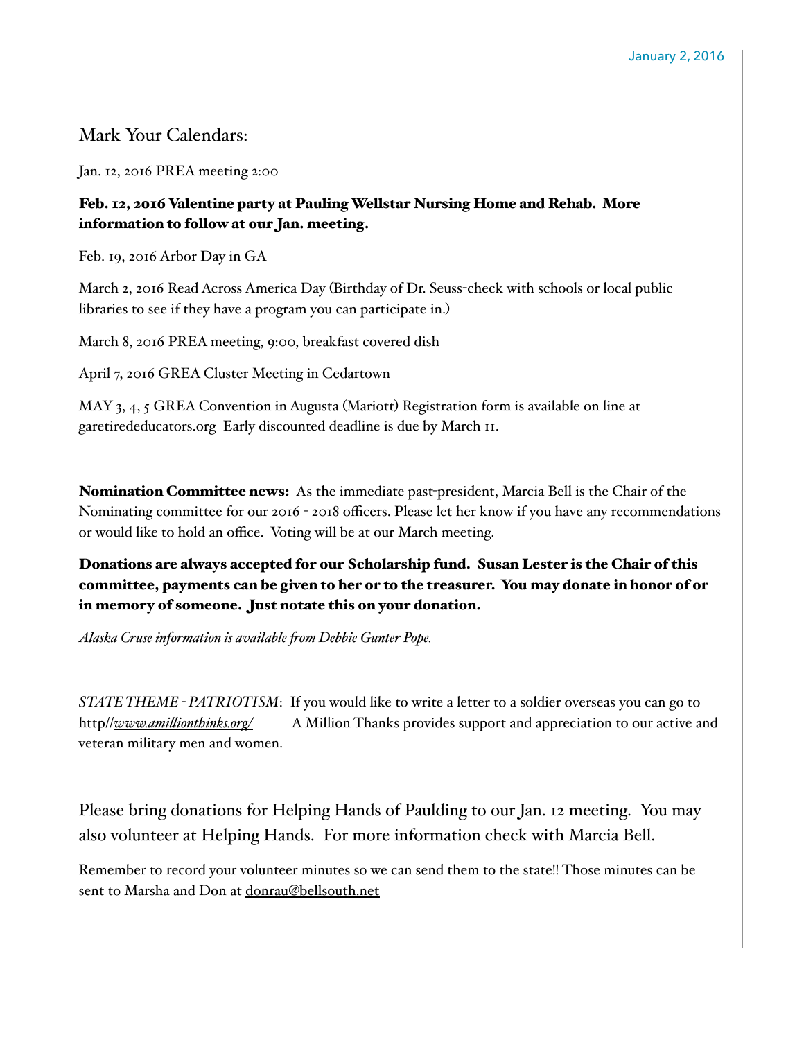January 2, 2016

## Mark Your Calendars:

Jan. 12, 2016 PREA meeting 2:00

**Feb. 12, 2016 Valentine party at Pauling Wellstar Nursing Home and Rehab. More information to follow at our Jan. meeting.**

Feb. 19, 2016 Arbor Day in GA

March 2, 2016 Read Across America Day (Birthday of Dr. Seuss-check with schools or local public libraries to see if they have a program you can participate in.)

March 8, 2016 PREA meeting, 9:00, breakfast covered dish

April 7, 2016 GREA Cluster Meeting in Cedartown

MAY 3, 4, 5 GREA Convention in Augusta (Mariott) Registration form is available on line at garetirededucators.org Early discounted deadline is due by March 11.

**Nomination Committee news:** As the immediate past-president, Marcia Bell is the Chair of the Nominating committee for our 2016 - 2018 officers. Please let her know if you have any recommendations or would like to hold an office. Voting will be at our March meeting.

**Donations are always accepted for our Scholarship fund. Susan Lester is the Chair of this committee, payments can be given to her or to the treasurer. You may donate in honor of or in memory of someone. Just notate this on your donation.**

*Alaska Cruse information is available from Debbie Gunter Pope.*

*STATE THEME - PATRIOTISM*: If you would like to write a letter to a soldier overseas you can go to http//*www.amillionthinks.org/* A Million Thanks provides support and appreciation to our active and veteran military men and women.

Please bring donations for Helping Hands of Paulding to our Jan. 12 meeting. You may also volunteer at Helping Hands. For more information check with Marcia Bell.

Remember to record your volunteer minutes so we can send them to the state!! Those minutes can be sent to Marsha and Don at donrau@bellsouth.net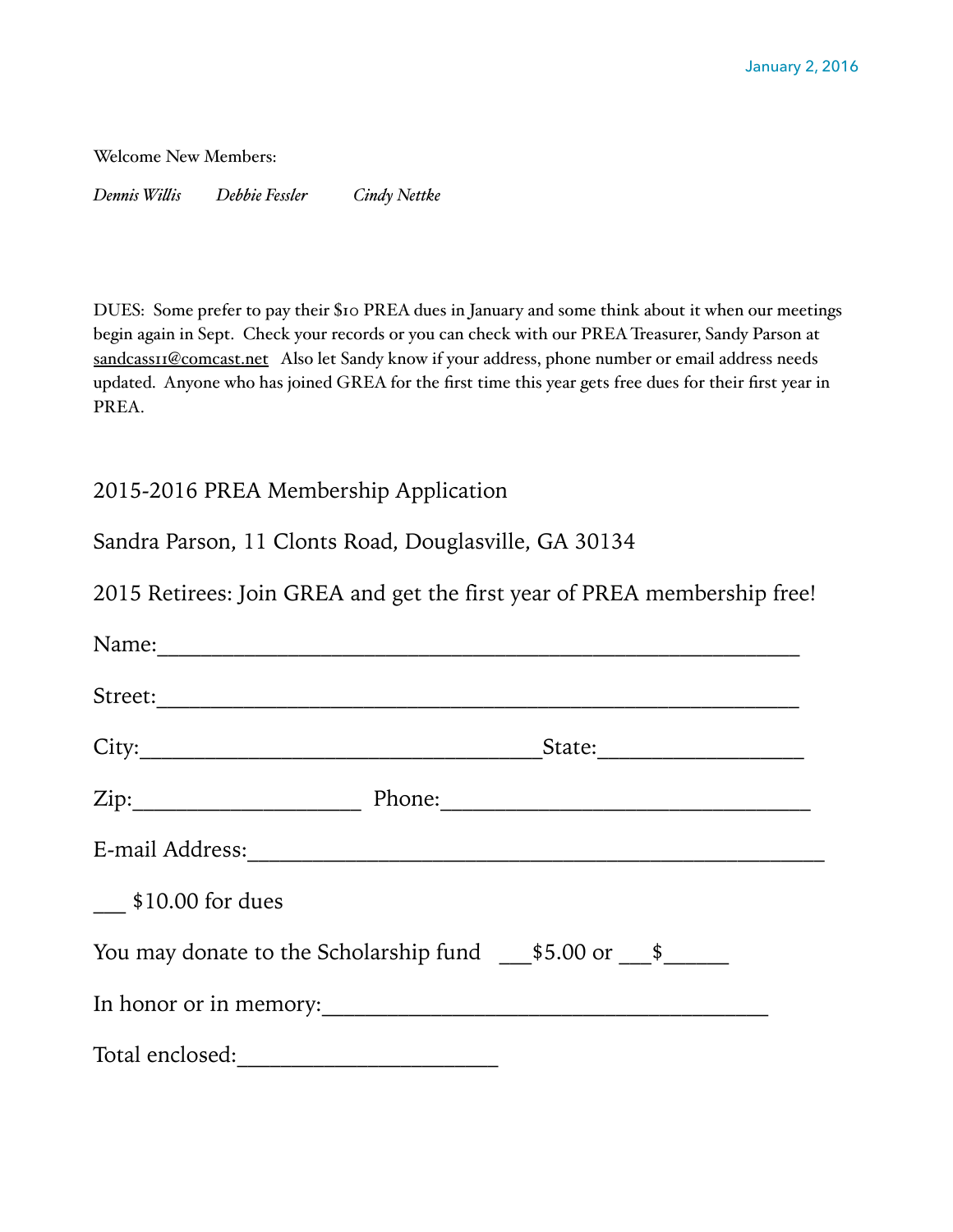January 2, 2016

Welcome New Members:

*Dennis Willis*   *Debbie Fessler*   *Cindy Nettke*

DUES: Some prefer to pay their $10 PREA dues in January and some think about it when our meetings begin again in Sept. Check your records or you can check with our PREA Treasurer, Sandy Parson at sandcass11@comcast.net Also let Sandy know if your address, phone number or email address needs updated. Anyone who has joined GREA for the first time this year gets free dues for their first year in PREA.

2015-2016 PREA Membership Application

Sandra Parson, 11 Clonts Road, Douglasville, GA 30134

2015 Retirees: Join GREA and get the first year of PREA membership free!

Name:_______________________________________________

Street:_______________________________________________

City:______________________________State:_______________

Zip:_________________ Phone:____________________________

E-mail Address:___________________________________________

___ $10.00 for dues

You may donate to the Scholarship fund ___$5.00 or ___$_____

In honor or in memory:_________________________________

Total enclosed:___________________